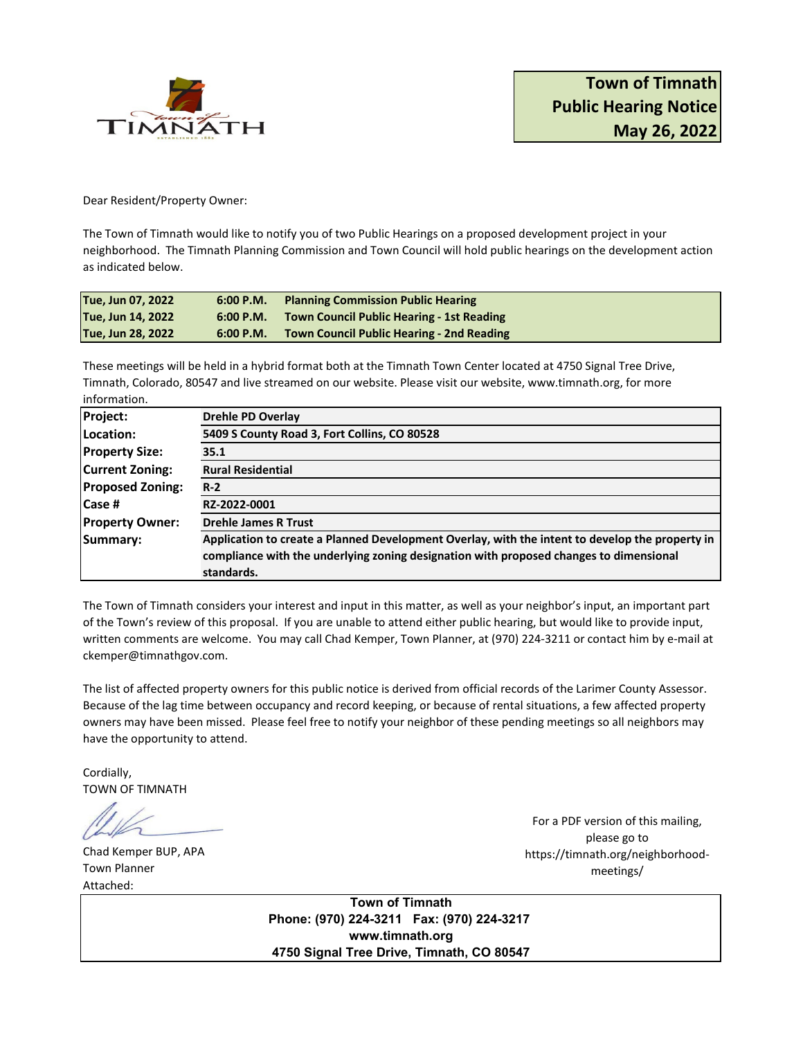# Town of Timnath Public Hearing Notice May 26, 2022

Dear Resident/Property Owner:

The Town of Timnath would like to notify you of two Public Hearings on a proposed development project in your neighborhood. The Timnath Planning Commission and Town Council will hold public hearings on the development action as indicated below.

| | | |
|---|---|---|
| **Tue, Jun 07, 2022** | **6:00 P.M.** | **Planning Commission Public Hearing** |
| **Tue, Jun 14, 2022** | **6:00 P.M.** | **Town Council Public Hearing - 1st Reading** |
| **Tue, Jun 28, 2022** | **6:00 P.M.** | **Town Council Public Hearing - 2nd Reading** |

These meetings will be held in a hybrid format both at the Timnath Town Center located at 4750 Signal Tree Drive, Timnath, Colorado, 80547 and live streamed on our website. Please visit our website, www.timnath.org, for more information.

| | |
|---|---|
| **Project:** | **Drehle PD Overlay** |
| **Location:** | **5409 S County Road 3, Fort Collins, CO 80528** |
| **Property Size:** | **35.1** |
| **Current Zoning:** | **Rural Residential** |
| **Proposed Zoning:** | **R-2** |
| **Case #** | **RZ-2022-0001** |
| **Property Owner:** | **Drehle James R Trust** |
| **Summary:** | **Application to create a Planned Development Overlay, with the intent to develop the property in compliance with the underlying zoning designation with proposed changes to dimensional standards.** |

The Town of Timnath considers your interest and input in this matter, as well as your neighbor's input, an important part of the Town's review of this proposal. If you are unable to attend either public hearing, but would like to provide input, written comments are welcome. You may call Chad Kemper, Town Planner, at (970) 224-3211 or contact him by e-mail at ckemper@timnathgov.com.

The list of affected property owners for this public notice is derived from official records of the Larimer County Assessor. Because of the lag time between occupancy and record keeping, or because of rental situations, a few affected property owners may have been missed. Please feel free to notify your neighbor of these pending meetings so all neighbors may have the opportunity to attend.

Cordially,
TOWN OF TIMNATH

Chad Kemper BUP, APA
Town Planner
Attached:

For a PDF version of this mailing, please go to https://timnath.org/neighborhood-meetings/

**Town of Timnath**
**Phone: (970) 224-3211 Fax: (970) 224-3217**
**www.timnath.org**
**4750 Signal Tree Drive, Timnath, CO 80547**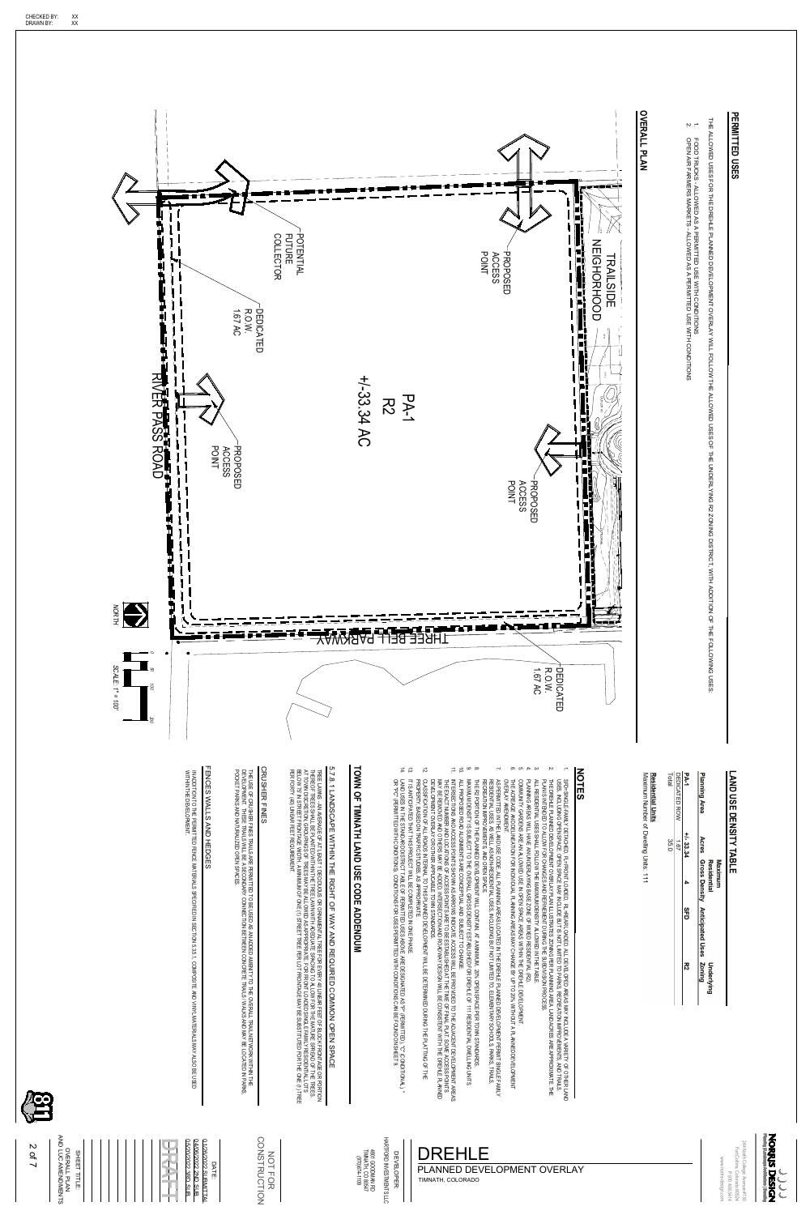## PERMITTED USES

THE ALLOWED USES FOR THE DREHLE PLANNED DEVELOPMENT OVERLAY WILL FOLLOW THE ALLOWED USES OF THE UNDERLYING R2 ZONING DISTRICT, WITH ADDITION OF THE FOLLOWING USES:

1. FOOD TRUCKS - ALLOWED AS A PERMITTED USE WITH CONDITIONS
2. OPEN AIR FARMERS MARKETS - ALLOWED AS A PERMITTED USE WITH CONDITIONS

## OVERALL PLAN

TRAILSIDE NEIGHBORHOOD

PROPOSED ACCESS POINT

PROPOSED ACCESS POINT

PA-1
R2
+/-33.34 AC

POTENTIAL FUTURE COLLECTOR

DEDICATED R.O.W. 1.67 AC

PROPOSED ACCESS POINT

RIVER PASS ROAD

THREE BELL PARKWAY

DEDICATED R.O.W. 1.67 AC

NORTH

SCALE: 1" = 100'

0 50 100 200

## LAND USE DENSITY TABLE

| Planning Area | Acres | Maximum Residential Gross Density | Anticipated Uses | Underlying Zoning |
|---|---|---|---|---|
| PA-1 | +/- 33.34 | 4 | SFD | R2 |
| DEDICATED ROW | 1.67 | | | |
| Total | 35.01 | | | |

**Residential Units**

Maximum Number of Dwelling Units: 111

## NOTES

1. SFD=SINGLE FAMILY DETACHED; FL-FRONT LOADED; RL-REAR LOADED. ALL DEVELOPED AREAS MAY INCLUDE A VARIETY OF OTHER LAND USES, INCLUDING OPEN SPACE, MAY INCLUDE BUT IS NOT LIMITED TO PARKS, RECREATION IMPROVEMENTS, AND TRAILS.
2. THE DREHLE PLANNED DEVELOPMENT OVERLAY PLAN ILLUSTRATES ZONING PER PLANNING AREA. LAND ACRES ARE APPROXIMATE. THE PLANNED DEVELOPMENT OVERLAY MAY BE REFINED DURING THE SUBDIVISION PROCESS.
3. ALL RESIDENTIAL USES SHALL FOLLOW THE MAXIMUM DENSITY, AS SHOWN IN THE TABLE.
4. PLANNING AREAS WILL HAVE AN UNDERLYING BASE ZONE OF MIXED RESIDENTIAL (R2).
5. COMMUNITY GARDENS ARE ALLOWED IN OPEN SPACE AREAS WITHIN THE PD OVERLAY.
6. THE ACREAGE AND DELINEATION FOR INDIVIDUAL PLANNING AREAS MAY CHANGE BY UP TO 20% WITHOUT A PLANNED DEVELOPMENT OVERLAY AMENDMENT.
7. AS PERMITTED IN THE R2 ZONING DISTRICT AND THE TIMNATH LAND USE CODE, ALL PLANNING AREAS LOCATED IN THE DREHLE PLANNED DEVELOPMENT PERMIT SINGLE FAMILY RESIDENTIAL USES, AS WELL AS NON-RESIDENTIAL USES, INCLUDING BUT NOT LIMITED TO, ELEMENTARY SCHOOLS, PARKS, TRAILS, RECREATION IMPROVEMENTS, AND OPEN SPACE.
8. THE OVERALL DEVELOPMENT WILL CONTAIN, AT A MINIMUM, 20% OPEN SPACE PER TOWN STANDARDS.
9. MAXIMUM DENSITY IS SUBJECT TO THE OVERALL GROSS DENSITY ESTABLISHED BY DREHLE OF 111 RESIDENTIAL DWELLING UNITS.
10. ALL PROPOSED ROAD ALIGNMENTS ARE CONCEPTUAL AND SUBJECT TO CHANGE.
11. ACCESS POINTS ARE CONCEPTUAL AND ARE SUBJECT TO CHANGE. ACCESS WILL BE PROVIDED TO THE ADJACENT DEVELOPMENT AREAS. THE EXACT NUMBER AND LOCATIONS OF ACCESS POINTS ARE TO BE ESTABLISHED AT THE TIME OF FINAL PLAT. SOME ACCESS POINTS MAY BE RESTRICTED TO RIGHT-IN, RIGHT-OUT ONLY. ALL INTERNAL ROADWAY DESIGN WILL BE CONSISTENT WITH THE DREHLE PLANNED DEVELOPMENT OVERLAY OR OTHER APPLICABLE TOWN STANDARDS.
12. CLASSIFICATION OF ALL ROADS INTERNAL TO THE PLANNED DEVELOPMENT OVERLAY WILL BE DETERMINED DURING THE PLATTING OF THE PROPERTY AND/OR BY A TRAFFIC STUDY, AS APPROPRIATE.
13. IT IS ANTICIPATED THAT THIS PROJECT WILL BE COMPLETED IN ONE PHASE.
14. LAND USES IN THE STANDARD DISTRICT TABLE OF PERMITTED USES ABOVE ARE DESIGNATED AS "P" (PERMITTED), "C" (CONDITIONAL), OR "P-C" (PERMITTED WITH CONDITIONS). CONDITIONS FOR USES PERMITTED WITH CONDITIONS CAN BE FOUND ON SHEET 5.

## TOWN OF TIMNATH LAND USE CODE ADDENDUM

### 5.7.8.1 LANDSCAPE WITHIN THE RIGHT OF WAY AND REQUIRED COMMON OPEN SPACE

TREE LAWNS - AN AVERAGE OF AT LEAST 1 DECIDUOUS OR ORNAMENTAL TREE FOR EVERY 40 LINEAR FEET OF BLOCK FRONTAGE OR PORTION THEREOF. TREES SHALL BE PLANTED WITHIN THE TREE LAWN WITH ADEQUATE SPACING TO ALLOW FOR THE MATURE SPREAD OF THE TREES. AT LOCATIONS WHERE DRIVEWAYS, UTILITIES OR OTHER CONSTRAINTS PREVENT TREES FROM BEING PLANTED TO MEET REQUIREMENTS, TREES WILL BE ALLOWED TO BE PLACED AT ALTERNATE LOCATIONS. FOR LOTS WITH STREET FRONTAGE WIDTH BELOW THE REQUIREMENT, A MINIMUM OF ONE (1) STREET TREE PER LOT FRONTAGE MAY BE SUBSTITUTED FOR THE ONE (1) TREE PER FORTY (40) LINEAR FEET REQUIREMENT.

### CRUSHER FINES

THE USE OF CRUSHER FINES TRAILS ARE PERMITTED TO BE USED AS AN ADDED AMENITY TO THE OVERALL TRAIL NETWORK WITHIN THE DEVELOPMENT. THESE TRAILS WILL BE A SECONDARY CONNECTION BETWEEN CONCRETE TRAILS / WALKS AND MAY BE LOCATED IN PARKS, POCKET PARKS AND NATURALIZED OPEN SPACES.

### FENCES WALLS AND HEDGES

IN ADDITION TO THE PERMITTED FENCE MATERIALS SPECIFIED IN SECTION 5.3.8.1, COMPOSITE AND VINYL MATERIALS MAY ALSO BE USED WITHIN THE DEVELOPMENT.

NORRIS DESIGN
Planning | Landscape Architecture | Branding

244 North College Avenue #130
Fort Collins, Colorado 80524
P 970.409.3414
www.norris-design.com

DREHLE
PLANNED DEVELOPMENT OVERLAY
TIMNATH, COLORADO

DEVELOPER:
HARTFORD INVESTMENTS LLC
4801 GOODMAN RD
TIMNATH, CO 80547
(970)674-1109

NOT FOR CONSTRUCTION

DRAFT

DATE:
01/26/2022 SUBMITTAL
04/06/2022 2ND SUB
05/20/2022 3RD SUB

SHEET TITLE:
OVERALL PLAN AND LUC AMENDMENTS

CHECKED BY: XX
DRAWN BY: XX